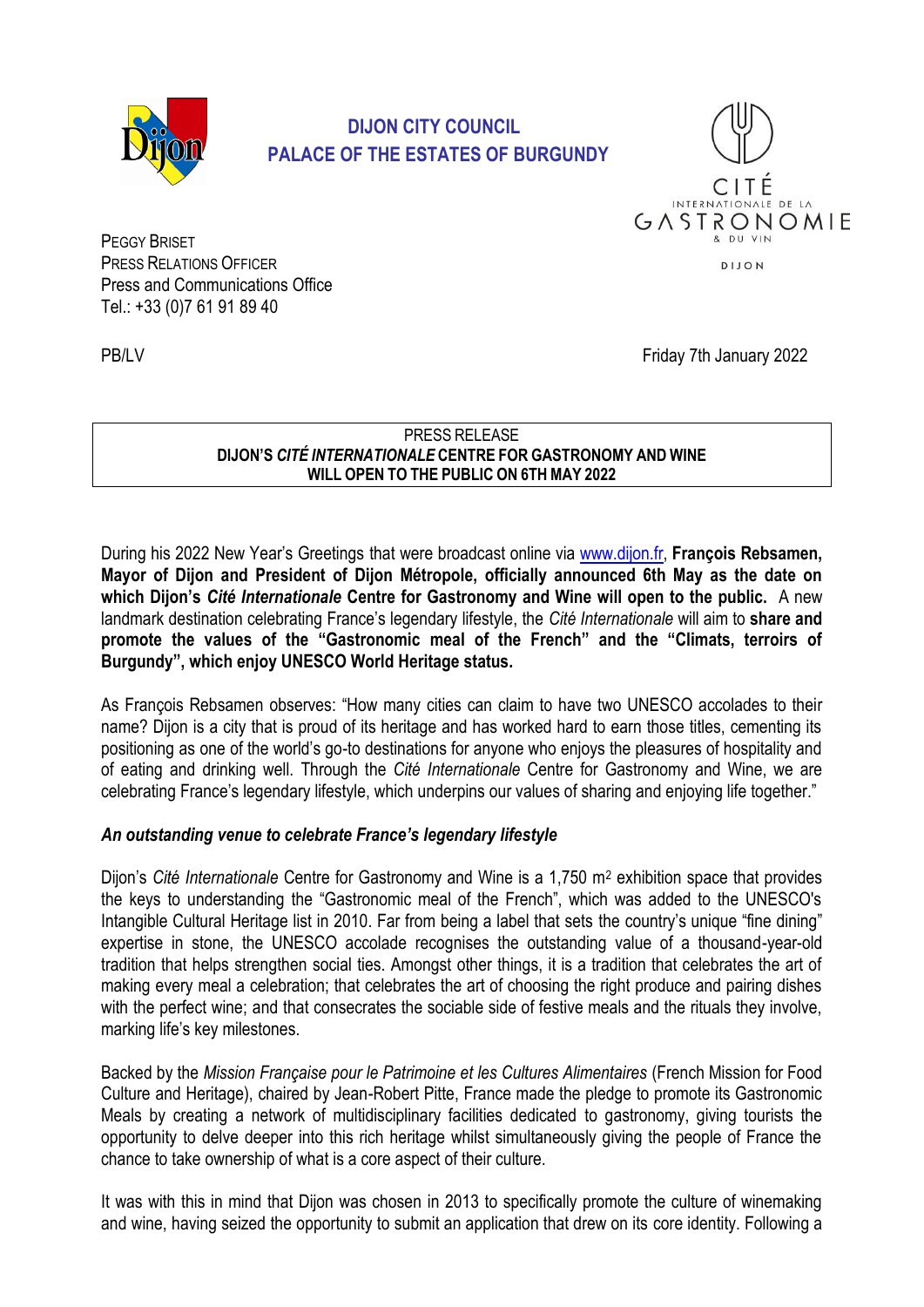**DIJON CITY COUNCIL**
**PALACE OF THE ESTATES OF BURGUNDY**

CITÉ INTERNATIONALE DE LA GASTRONOMIE & DU VIN
DIJON

PEGGY BRISET
PRESS RELATIONS OFFICER
Press and Communications Office
Tel.: +33 (0)7 61 91 89 40

PB/LV

Friday 7th January 2022

PRESS RELEASE
**DIJON'S *CITÉ INTERNATIONALE* CENTRE FOR GASTRONOMY AND WINE WILL OPEN TO THE PUBLIC ON 6TH MAY 2022**

During his 2022 New Year's Greetings that were broadcast online via [www.dijon.fr](http://www.dijon.fr), **François Rebsamen, Mayor of Dijon and President of Dijon Métropole, officially announced 6th May as the date on which Dijon's *Cité Internationale* Centre for Gastronomy and Wine will open to the public.** A new landmark destination celebrating France's legendary lifestyle, the *Cité Internationale* will aim to **share and promote the values of the "Gastronomic meal of the French" and the "Climats, terroirs of Burgundy", which enjoy UNESCO World Heritage status.**

As François Rebsamen observes: "How many cities can claim to have two UNESCO accolades to their name? Dijon is a city that is proud of its heritage and has worked hard to earn those titles, cementing its positioning as one of the world's go-to destinations for anyone who enjoys the pleasures of hospitality and of eating and drinking well. Through the *Cité Internationale* Centre for Gastronomy and Wine, we are celebrating France's legendary lifestyle, which underpins our values of sharing and enjoying life together."

### *An outstanding venue to celebrate France's legendary lifestyle*

Dijon's *Cité Internationale* Centre for Gastronomy and Wine is a 1,750 m² exhibition space that provides the keys to understanding the "Gastronomic meal of the French", which was added to the UNESCO's Intangible Cultural Heritage list in 2010. Far from being a label that sets the country's unique "fine dining" expertise in stone, the UNESCO accolade recognises the outstanding value of a thousand-year-old tradition that helps strengthen social ties. Amongst other things, it is a tradition that celebrates the art of making every meal a celebration; that celebrates the art of choosing the right produce and pairing dishes with the perfect wine; and that consecrates the sociable side of festive meals and the rituals they involve, marking life's key milestones.

Backed by the *Mission Française pour le Patrimoine et les Cultures Alimentaires* (French Mission for Food Culture and Heritage), chaired by Jean-Robert Pitte, France made the pledge to promote its Gastronomic Meals by creating a network of multidisciplinary facilities dedicated to gastronomy, giving tourists the opportunity to delve deeper into this rich heritage whilst simultaneously giving the people of France the chance to take ownership of what is a core aspect of their culture.

It was with this in mind that Dijon was chosen in 2013 to specifically promote the culture of winemaking and wine, having seized the opportunity to submit an application that drew on its core identity. Following a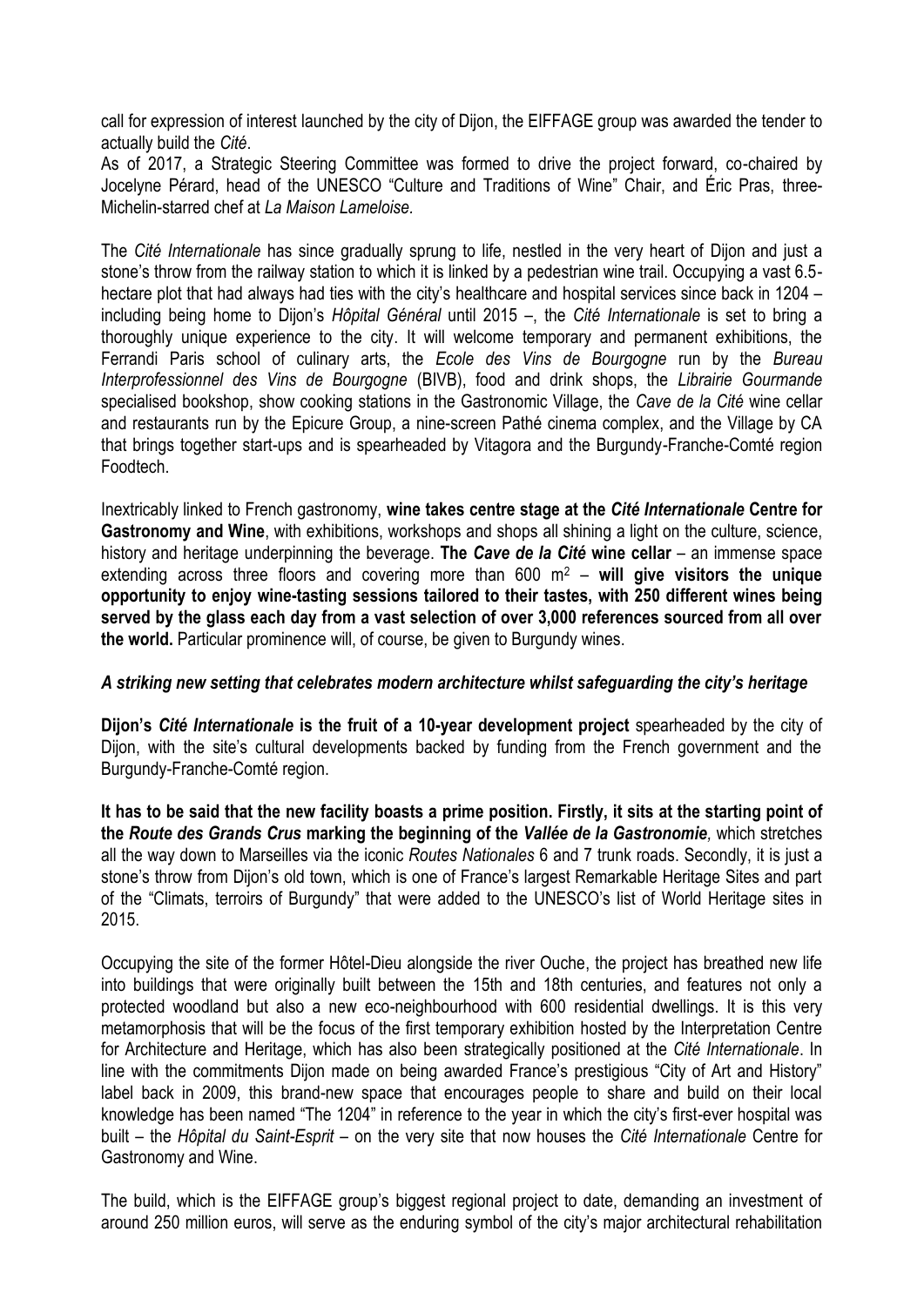call for expression of interest launched by the city of Dijon, the EIFFAGE group was awarded the tender to actually build the *Cité*.

As of 2017, a Strategic Steering Committee was formed to drive the project forward, co-chaired by Jocelyne Pérard, head of the UNESCO "Culture and Traditions of Wine" Chair, and Éric Pras, three-Michelin-starred chef at *La Maison Lameloise.*

The *Cité Internationale* has since gradually sprung to life, nestled in the very heart of Dijon and just a stone's throw from the railway station to which it is linked by a pedestrian wine trail. Occupying a vast 6.5-hectare plot that had always had ties with the city's healthcare and hospital services since back in 1204 – including being home to Dijon's *Hôpital Général* until 2015 –, the *Cité Internationale* is set to bring a thoroughly unique experience to the city. It will welcome temporary and permanent exhibitions, the Ferrandi Paris school of culinary arts, the *Ecole des Vins de Bourgogne* run by the *Bureau Interprofessionnel des Vins de Bourgogne* (BIVB), food and drink shops, the *Librairie Gourmande* specialised bookshop, show cooking stations in the Gastronomic Village, the *Cave de la Cité* wine cellar and restaurants run by the Epicure Group, a nine-screen Pathé cinema complex, and the Village by CA that brings together start-ups and is spearheaded by Vitagora and the Burgundy-Franche-Comté region Foodtech.

Inextricably linked to French gastronomy, **wine takes centre stage at the *Cité Internationale* Centre for Gastronomy and Wine**, with exhibitions, workshops and shops all shining a light on the culture, science, history and heritage underpinning the beverage. **The *Cave de la Cité* wine cellar** – an immense space extending across three floors and covering more than 600 m$^2$ – **will give visitors the unique opportunity to enjoy wine-tasting sessions tailored to their tastes, with 250 different wines being served by the glass each day from a vast selection of over 3,000 references sourced from all over the world.** Particular prominence will, of course, be given to Burgundy wines.

***A striking new setting that celebrates modern architecture whilst safeguarding the city's heritage***

**Dijon's *Cité Internationale* is the fruit of a 10-year development project** spearheaded by the city of Dijon, with the site's cultural developments backed by funding from the French government and the Burgundy-Franche-Comté region.

**It has to be said that the new facility boasts a prime position. Firstly, it sits at the starting point of the *Route des Grands Crus* marking the beginning of the *Vallée de la Gastronomie*,** which stretches all the way down to Marseilles via the iconic *Routes Nationales* 6 and 7 trunk roads. Secondly, it is just a stone's throw from Dijon's old town, which is one of France's largest Remarkable Heritage Sites and part of the "Climats, terroirs of Burgundy" that were added to the UNESCO's list of World Heritage sites in 2015.

Occupying the site of the former Hôtel-Dieu alongside the river Ouche, the project has breathed new life into buildings that were originally built between the 15th and 18th centuries, and features not only a protected woodland but also a new eco-neighbourhood with 600 residential dwellings. It is this very metamorphosis that will be the focus of the first temporary exhibition hosted by the Interpretation Centre for Architecture and Heritage, which has also been strategically positioned at the *Cité Internationale*. In line with the commitments Dijon made on being awarded France's prestigious "City of Art and History" label back in 2009, this brand-new space that encourages people to share and build on their local knowledge has been named "The 1204" in reference to the year in which the city's first-ever hospital was built – the *Hôpital du Saint-Esprit* – on the very site that now houses the *Cité Internationale* Centre for Gastronomy and Wine.

The build, which is the EIFFAGE group's biggest regional project to date, demanding an investment of around 250 million euros, will serve as the enduring symbol of the city's major architectural rehabilitation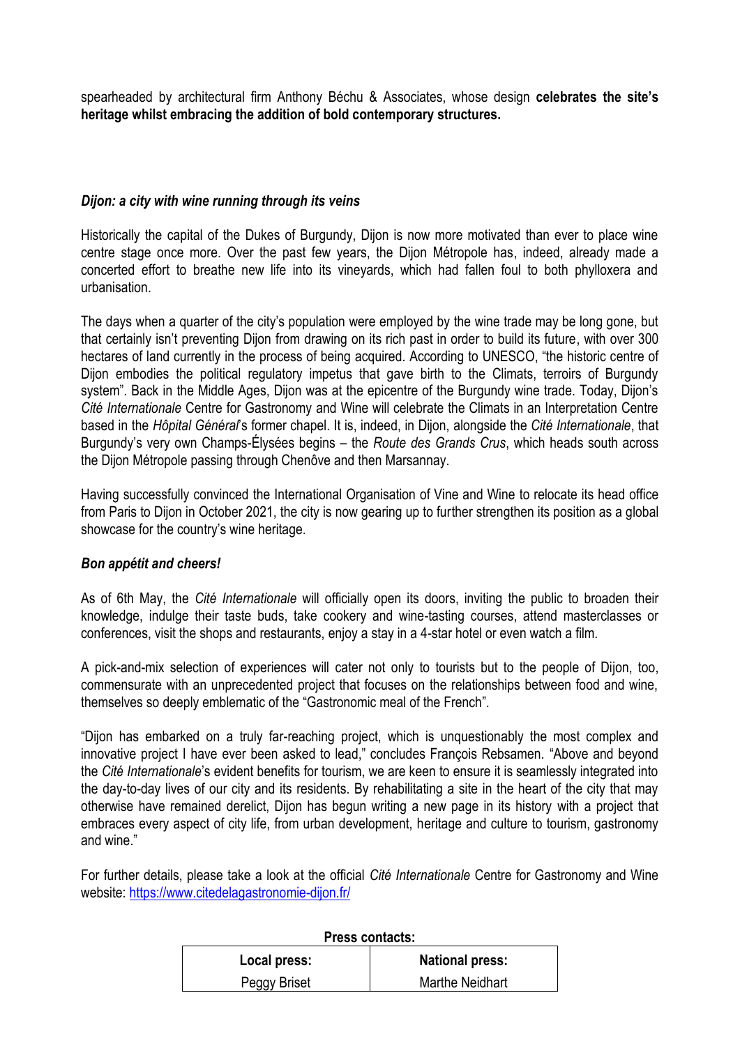spearheaded by architectural firm Anthony Béchu & Associates, whose design **celebrates the site's heritage whilst embracing the addition of bold contemporary structures.**

### *Dijon: a city with wine running through its veins*

Historically the capital of the Dukes of Burgundy, Dijon is now more motivated than ever to place wine centre stage once more. Over the past few years, the Dijon Métropole has, indeed, already made a concerted effort to breathe new life into its vineyards, which had fallen foul to both phylloxera and urbanisation.

The days when a quarter of the city's population were employed by the wine trade may be long gone, but that certainly isn't preventing Dijon from drawing on its rich past in order to build its future, with over 300 hectares of land currently in the process of being acquired. According to UNESCO, "the historic centre of Dijon embodies the political regulatory impetus that gave birth to the Climats, terroirs of Burgundy system". Back in the Middle Ages, Dijon was at the epicentre of the Burgundy wine trade. Today, Dijon's *Cité Internationale* Centre for Gastronomy and Wine will celebrate the Climats in an Interpretation Centre based in the *Hôpital Général*'s former chapel. It is, indeed, in Dijon, alongside the *Cité Internationale*, that Burgundy's very own Champs-Élysées begins – the *Route des Grands Crus*, which heads south across the Dijon Métropole passing through Chenôve and then Marsannay.

Having successfully convinced the International Organisation of Vine and Wine to relocate its head office from Paris to Dijon in October 2021, the city is now gearing up to further strengthen its position as a global showcase for the country's wine heritage.

### *Bon appétit and cheers!*

As of 6th May, the *Cité Internationale* will officially open its doors, inviting the public to broaden their knowledge, indulge their taste buds, take cookery and wine-tasting courses, attend masterclasses or conferences, visit the shops and restaurants, enjoy a stay in a 4-star hotel or even watch a film.

A pick-and-mix selection of experiences will cater not only to tourists but to the people of Dijon, too, commensurate with an unprecedented project that focuses on the relationships between food and wine, themselves so deeply emblematic of the "Gastronomic meal of the French".

"Dijon has embarked on a truly far-reaching project, which is unquestionably the most complex and innovative project I have ever been asked to lead," concludes François Rebsamen. "Above and beyond the *Cité Internationale*'s evident benefits for tourism, we are keen to ensure it is seamlessly integrated into the day-to-day lives of our city and its residents. By rehabilitating a site in the heart of the city that may otherwise have remained derelict, Dijon has begun writing a new page in its history with a project that embraces every aspect of city life, from urban development, heritage and culture to tourism, gastronomy and wine."

For further details, please take a look at the official *Cité Internationale* Centre for Gastronomy and Wine website: https://www.citedelagastronomie-dijon.fr/

**Press contacts:**

| **Local press:** | **National press:** |
| --- | --- |
| Peggy Briset | Marthe Neidhart |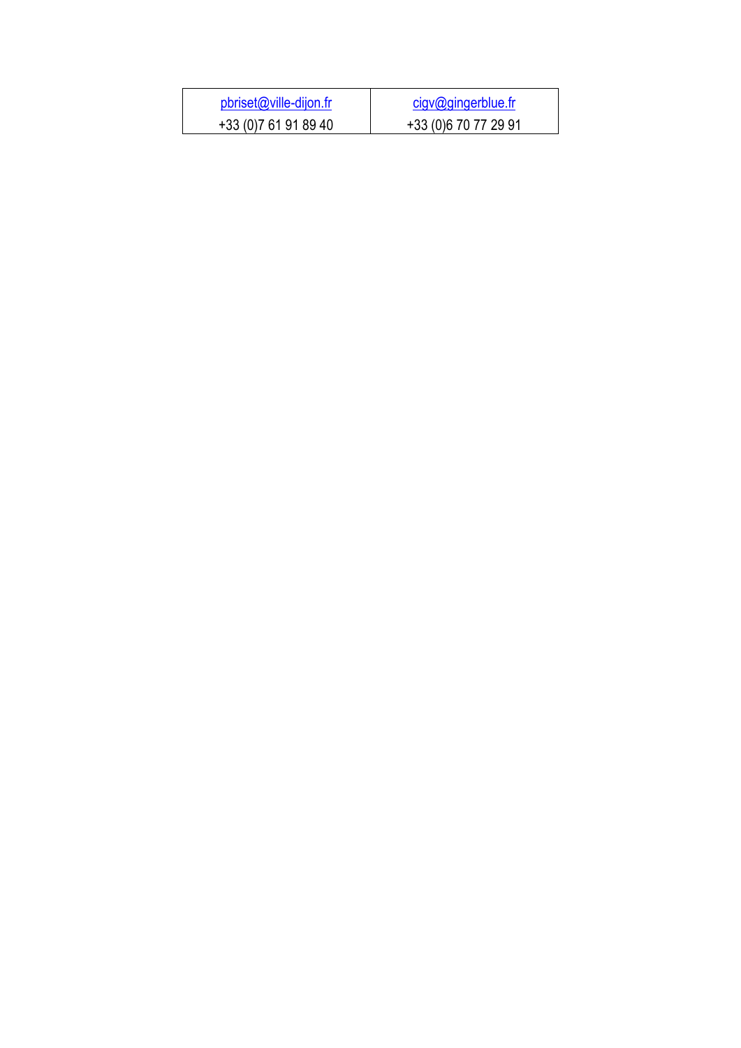| | |
|---|---|
| pbriset@ville-dijon.fr | cigv@gingerblue.fr |
| +33 (0)7 61 91 89 40 | +33 (0)6 70 77 29 91 |